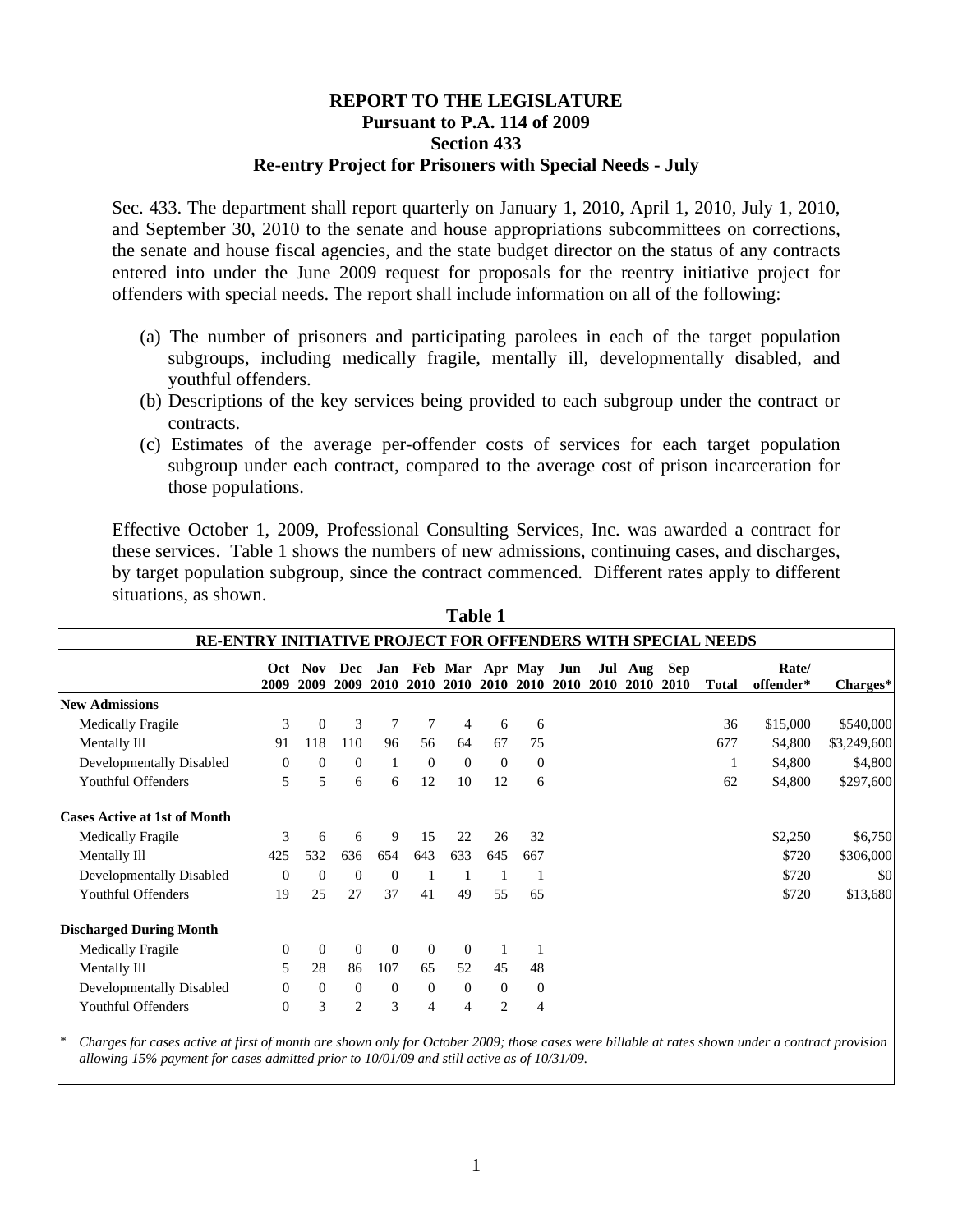**REPORT TO THE LEGISLATURE**
**Pursuant to P.A. 114 of 2009**
**Section 433**
**Re-entry Project for Prisoners with Special Needs - July**

Sec. 433. The department shall report quarterly on January 1, 2010, April 1, 2010, July 1, 2010, and September 30, 2010 to the senate and house appropriations subcommittees on corrections, the senate and house fiscal agencies, and the state budget director on the status of any contracts entered into under the June 2009 request for proposals for the reentry initiative project for offenders with special needs. The report shall include information on all of the following:

(a) The number of prisoners and participating parolees in each of the target population subgroups, including medically fragile, mentally ill, developmentally disabled, and youthful offenders.
(b) Descriptions of the key services being provided to each subgroup under the contract or contracts.
(c) Estimates of the average per-offender costs of services for each target population subgroup under each contract, compared to the average cost of prison incarceration for those populations.

Effective October 1, 2009, Professional Consulting Services, Inc. was awarded a contract for these services. Table 1 shows the numbers of new admissions, continuing cases, and discharges, by target population subgroup, since the contract commenced. Different rates apply to different situations, as shown.

**Table 1**

**RE-ENTRY INITIATIVE PROJECT FOR OFFENDERS WITH SPECIAL NEEDS**

| | Oct 2009 | Nov 2009 | Dec 2009 | Jan 2010 | Feb 2010 | Mar 2010 | Apr 2010 | May 2010 | Jun 2010 | Jul 2010 | Aug 2010 | Sep 2010 | Total | Rate/ offender* | Charges* |
|---|---|---|---|---|---|---|---|---|---|---|---|---|---|---|---|
| **New Admissions** | | | | | | | | | | | | | | | |
| Medically Fragile | 3 | 0 | 3 | 7 | 7 | 4 | 6 | 6 | | | | | 36 | $15,000 | $540,000 |
| Mentally Ill | 91 | 118 | 110 | 96 | 56 | 64 | 67 | 75 | | | | | 677 | $4,800 | $3,249,600 |
| Developmentally Disabled | 0 | 0 | 0 | 1 | 0 | 0 | 0 | 0 | | | | | 1 | $4,800 | $4,800 |
| Youthful Offenders | 5 | 5 | 6 | 6 | 12 | 10 | 12 | 6 | | | | | 62 | $4,800 | $297,600 |
| **Cases Active at 1st of Month** | | | | | | | | | | | | | | | |
| Medically Fragile | 3 | 6 | 6 | 9 | 15 | 22 | 26 | 32 | | | | | | $2,250 | $6,750 |
| Mentally Ill | 425 | 532 | 636 | 654 | 643 | 633 | 645 | 667 | | | | | | $720 | $306,000 |
| Developmentally Disabled | 0 | 0 | 0 | 0 | 1 | 1 | 1 | 1 | | | | | | $720 | $0 |
| Youthful Offenders | 19 | 25 | 27 | 37 | 41 | 49 | 55 | 65 | | | | | | $720 | $13,680 |
| **Discharged During Month** | | | | | | | | | | | | | | | |
| Medically Fragile | 0 | 0 | 0 | 0 | 0 | 0 | 1 | 1 | | | | | | | |
| Mentally Ill | 5 | 28 | 86 | 107 | 65 | 52 | 45 | 48 | | | | | | | |
| Developmentally Disabled | 0 | 0 | 0 | 0 | 0 | 0 | 0 | 0 | | | | | | | |
| Youthful Offenders | 0 | 3 | 2 | 3 | 4 | 4 | 2 | 4 | | | | | | | |

\* *Charges for cases active at first of month are shown only for October 2009; those cases were billable at rates shown under a contract provision allowing 15% payment for cases admitted prior to 10/01/09 and still active as of 10/31/09.*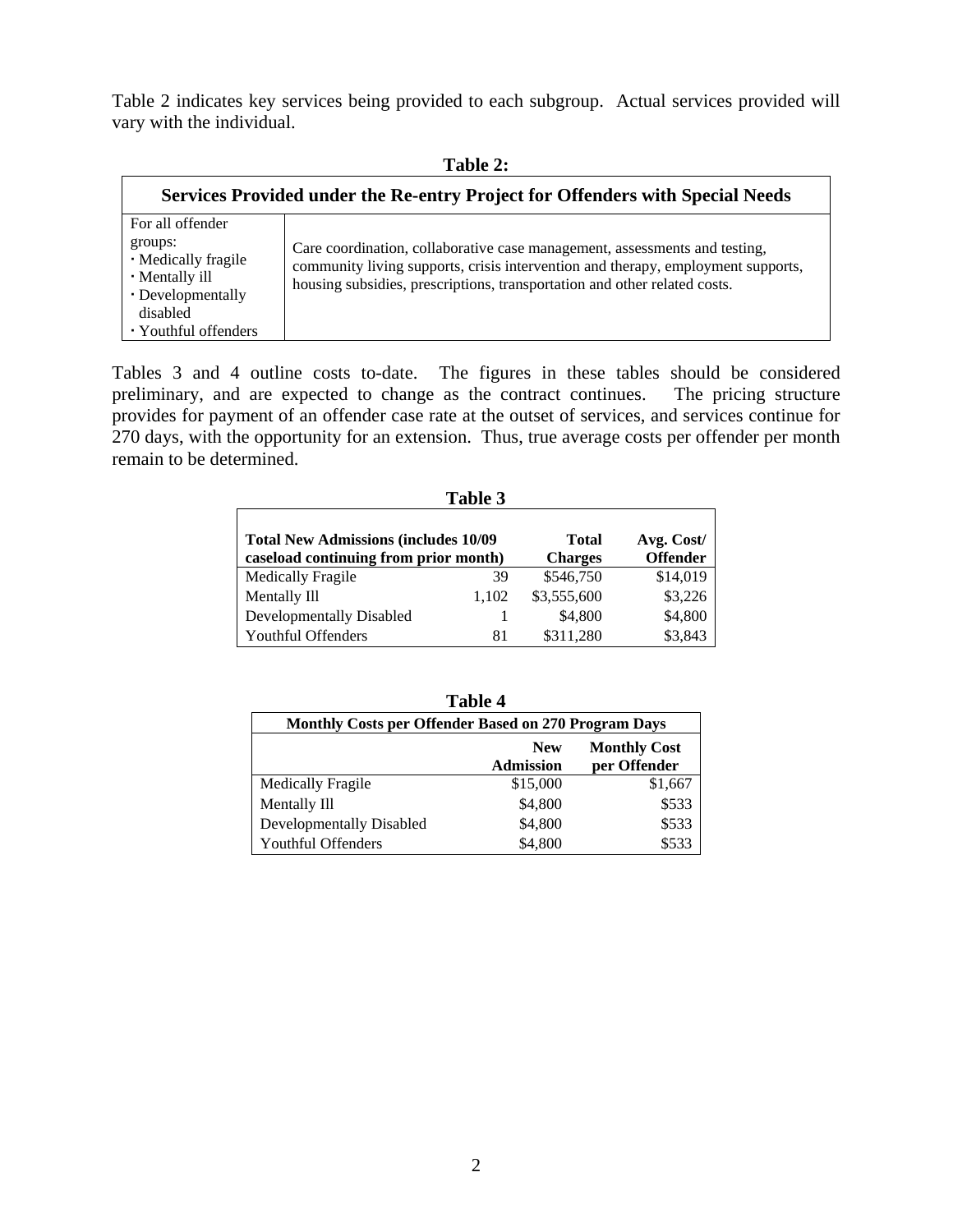Table 2 indicates key services being provided to each subgroup. Actual services provided will vary with the individual.

**Table 2:**

| Services Provided under the Re-entry Project for Offenders with Special Needs | |
|---|---|
| For all offender groups:<br>· Medically fragile<br>· Mentally ill<br>· Developmentally disabled<br>· Youthful offenders | Care coordination, collaborative case management, assessments and testing, community living supports, crisis intervention and therapy, employment supports, housing subsidies, prescriptions, transportation and other related costs. |

Tables 3 and 4 outline costs to-date. The figures in these tables should be considered preliminary, and are expected to change as the contract continues. The pricing structure provides for payment of an offender case rate at the outset of services, and services continue for 270 days, with the opportunity for an extension. Thus, true average costs per offender per month remain to be determined.

**Table 3**

| Total New Admissions (includes 10/09 caseload continuing from prior month) | | Total Charges | Avg. Cost/ Offender |
|---|---|---|---|
| Medically Fragile | 39 | $546,750 | $14,019 |
| Mentally Ill | 1,102 | $3,555,600 | $3,226 |
| Developmentally Disabled | 1 | $4,800 | $4,800 |
| Youthful Offenders | 81 | $311,280 | $3,843 |

**Table 4**

| Monthly Costs per Offender Based on 270 Program Days | New Admission | Monthly Cost per Offender |
|---|---|---|
| Medically Fragile | $15,000 | $1,667 |
| Mentally Ill | $4,800 | $533 |
| Developmentally Disabled | $4,800 | $533 |
| Youthful Offenders | $4,800 | $533 |